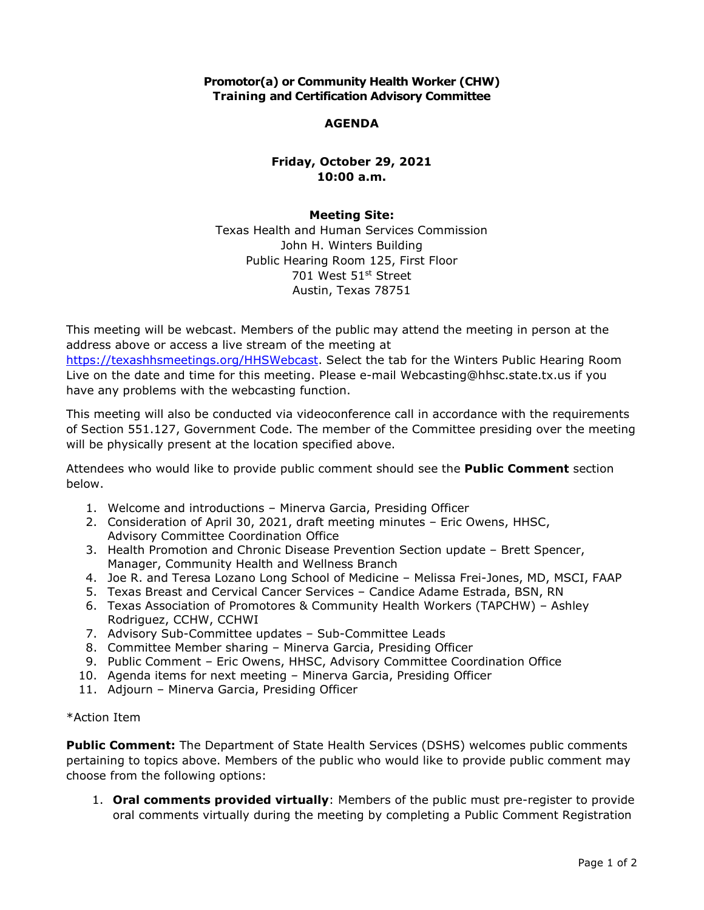**Promotor(a) or Community Health Worker (CHW)**
**Training and Certification Advisory Committee**

**AGENDA**

**Friday, October 29, 2021**
**10:00 a.m.**

**Meeting Site:**
Texas Health and Human Services Commission
John H. Winters Building
Public Hearing Room 125, First Floor
701 West 51st Street
Austin, Texas 78751

This meeting will be webcast. Members of the public may attend the meeting in person at the address above or access a live stream of the meeting at https://texashhsmeetings.org/HHSWebcast. Select the tab for the Winters Public Hearing Room Live on the date and time for this meeting. Please e-mail Webcasting@hhsc.state.tx.us if you have any problems with the webcasting function.

This meeting will also be conducted via videoconference call in accordance with the requirements of Section 551.127, Government Code. The member of the Committee presiding over the meeting will be physically present at the location specified above.

Attendees who would like to provide public comment should see the **Public Comment** section below.

1. Welcome and introductions – Minerva Garcia, Presiding Officer
2. Consideration of April 30, 2021, draft meeting minutes – Eric Owens, HHSC, Advisory Committee Coordination Office
3. Health Promotion and Chronic Disease Prevention Section update – Brett Spencer, Manager, Community Health and Wellness Branch
4. Joe R. and Teresa Lozano Long School of Medicine – Melissa Frei-Jones, MD, MSCI, FAAP
5. Texas Breast and Cervical Cancer Services – Candice Adame Estrada, BSN, RN
6. Texas Association of Promotores & Community Health Workers (TAPCHW) – Ashley Rodriguez, CCHW, CCHWI
7. Advisory Sub-Committee updates – Sub-Committee Leads
8. Committee Member sharing – Minerva Garcia, Presiding Officer
9. Public Comment – Eric Owens, HHSC, Advisory Committee Coordination Office
10. Agenda items for next meeting – Minerva Garcia, Presiding Officer
11. Adjourn – Minerva Garcia, Presiding Officer

*Action Item

**Public Comment:** The Department of State Health Services (DSHS) welcomes public comments pertaining to topics above. Members of the public who would like to provide public comment may choose from the following options:

1. **Oral comments provided virtually**: Members of the public must pre-register to provide oral comments virtually during the meeting by completing a Public Comment Registration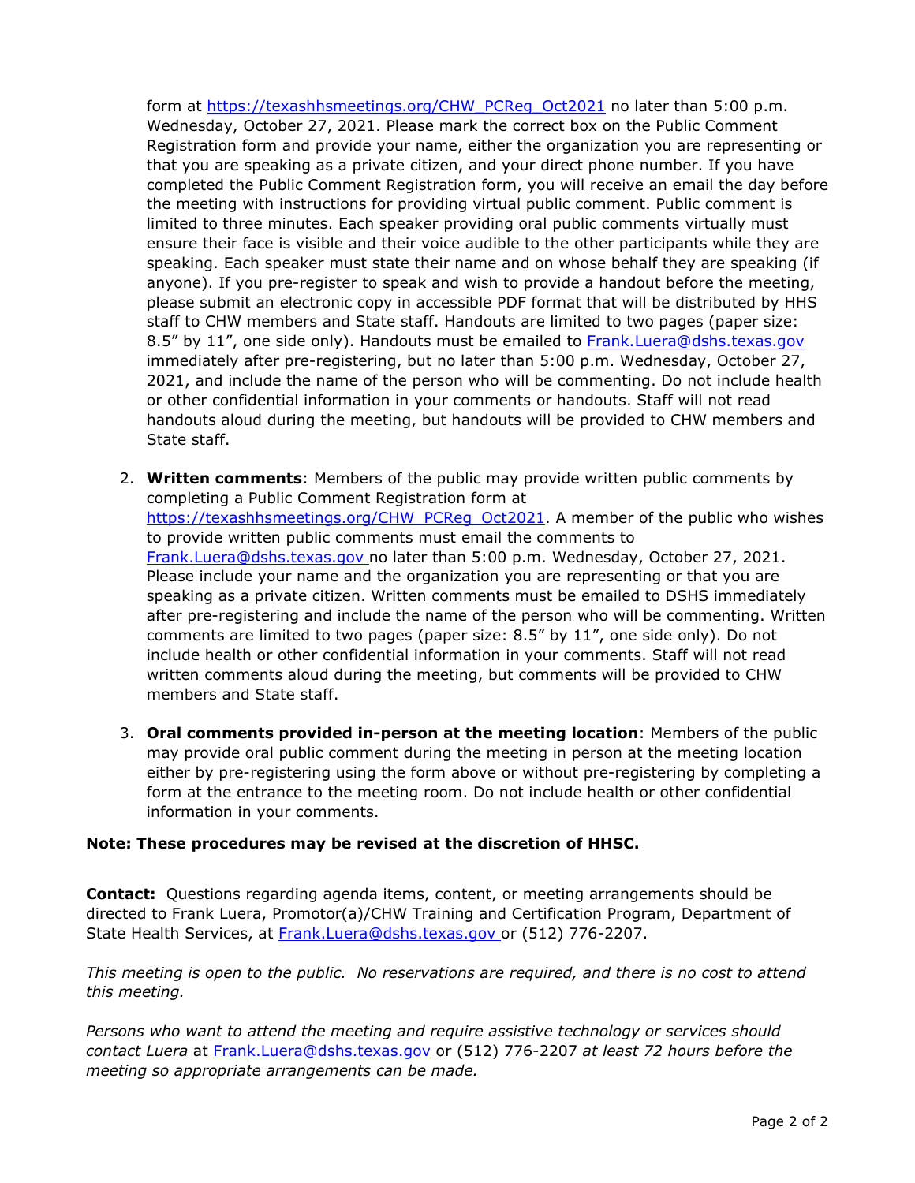form at https://texashhsmeetings.org/CHW_PCReg_Oct2021 no later than 5:00 p.m. Wednesday, October 27, 2021. Please mark the correct box on the Public Comment Registration form and provide your name, either the organization you are representing or that you are speaking as a private citizen, and your direct phone number. If you have completed the Public Comment Registration form, you will receive an email the day before the meeting with instructions for providing virtual public comment. Public comment is limited to three minutes. Each speaker providing oral public comments virtually must ensure their face is visible and their voice audible to the other participants while they are speaking. Each speaker must state their name and on whose behalf they are speaking (if anyone). If you pre-register to speak and wish to provide a handout before the meeting, please submit an electronic copy in accessible PDF format that will be distributed by HHS staff to CHW members and State staff. Handouts are limited to two pages (paper size: 8.5" by 11", one side only). Handouts must be emailed to Frank.Luera@dshs.texas.gov immediately after pre-registering, but no later than 5:00 p.m. Wednesday, October 27, 2021, and include the name of the person who will be commenting. Do not include health or other confidential information in your comments or handouts. Staff will not read handouts aloud during the meeting, but handouts will be provided to CHW members and State staff.

2. **Written comments**: Members of the public may provide written public comments by completing a Public Comment Registration form at https://texashhsmeetings.org/CHW_PCReg_Oct2021. A member of the public who wishes to provide written public comments must email the comments to Frank.Luera@dshs.texas.gov no later than 5:00 p.m. Wednesday, October 27, 2021. Please include your name and the organization you are representing or that you are speaking as a private citizen. Written comments must be emailed to DSHS immediately after pre-registering and include the name of the person who will be commenting. Written comments are limited to two pages (paper size: 8.5" by 11", one side only). Do not include health or other confidential information in your comments. Staff will not read written comments aloud during the meeting, but comments will be provided to CHW members and State staff.

3. **Oral comments provided in-person at the meeting location**: Members of the public may provide oral public comment during the meeting in person at the meeting location either by pre-registering using the form above or without pre-registering by completing a form at the entrance to the meeting room. Do not include health or other confidential information in your comments.

**Note: These procedures may be revised at the discretion of HHSC.**

**Contact:** Questions regarding agenda items, content, or meeting arrangements should be directed to Frank Luera, Promotor(a)/CHW Training and Certification Program, Department of State Health Services, at Frank.Luera@dshs.texas.gov or (512) 776-2207.

*This meeting is open to the public. No reservations are required, and there is no cost to attend this meeting.*

*Persons who want to attend the meeting and require assistive technology or services should contact Luera* at Frank.Luera@dshs.texas.gov or (512) 776-2207 *at least 72 hours before the meeting so appropriate arrangements can be made.*